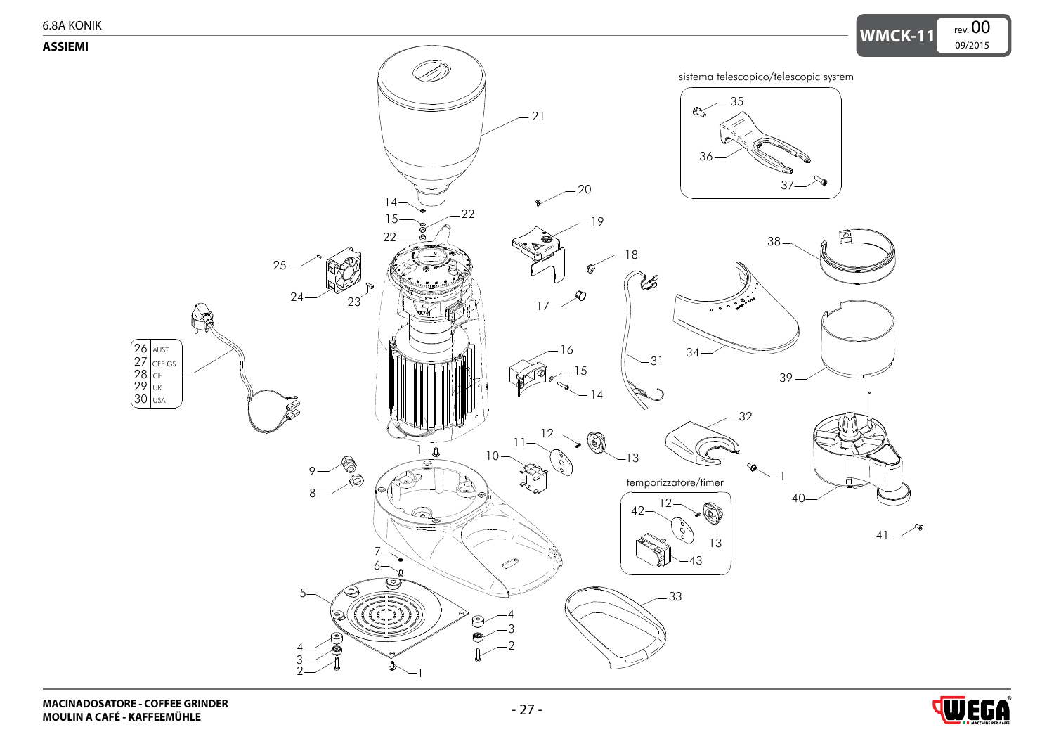## ASSIEMI

sistema telescopico/telescopic system

35

36

37

21

20

19

18

17

16

15

14

22

25

24

23

38

34

39

31

32

40

41

| | |
|---|---|
| 26 | AUST |
| 27 | CEE GS |
| 28 | CH |
| 29 | UK |
| 30 | USA |

12

11

10

13

1

9

8

temporizzatore/timer

42

12

13

43

7

6

5

4

3

2

33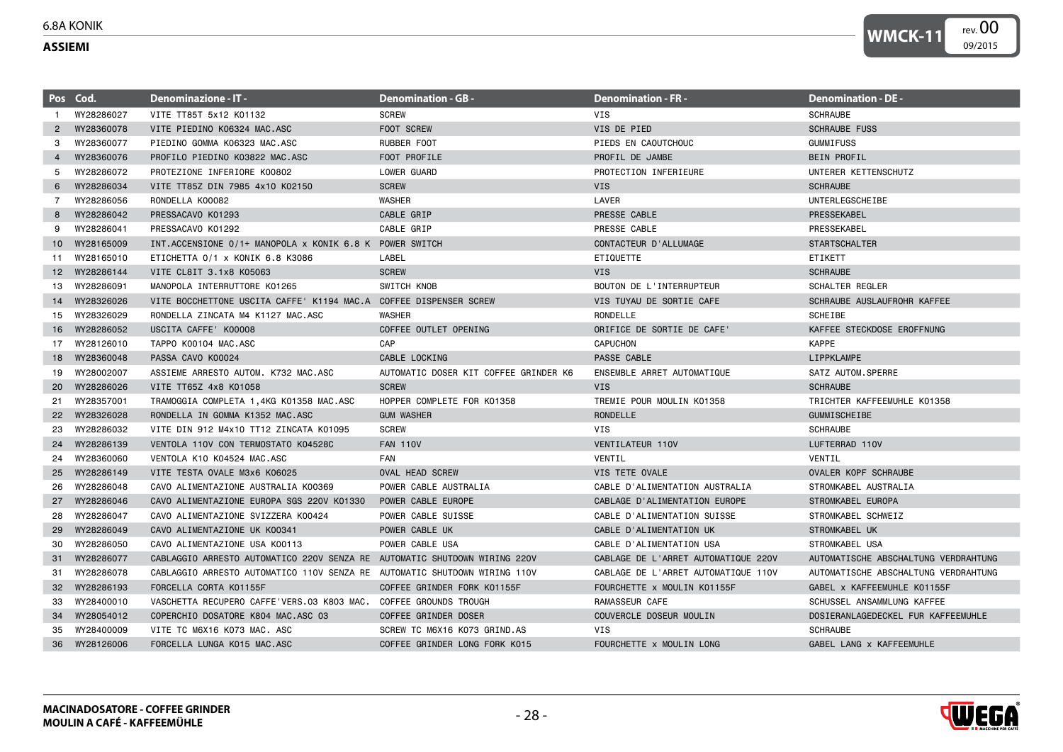| Pos | Cod. | Denominazione - IT - | Denomination - GB - | Denomination - FR - | Denomination - DE - |
|---|---|---|---|---|---|
| 1 | WY28286027 | VITE TT85T 5x12 K01132 | SCREW | VIS | SCHRAUBE |
| 2 | WY28360078 | VITE PIEDINO K06324 MAC.ASC | FOOT SCREW | VIS DE PIED | SCHRAUBE FUSS |
| 3 | WY28360077 | PIEDINO GOMMA K06323 MAC.ASC | RUBBER FOOT | PIEDS EN CAOUTCHOUC | GUMMIFUSS |
| 4 | WY28360076 | PROFILO PIEDINO K03822 MAC.ASC | FOOT PROFILE | PROFIL DE JAMBE | BEIN PROFIL |
| 5 | WY28286072 | PROTEZIONE INFERIORE K00802 | LOWER GUARD | PROTECTION INFERIEURE | UNTERER KETTENSCHUTZ |
| 6 | WY28286034 | VITE TT85Z DIN 7985 4x10 K02150 | SCREW | VIS | SCHRAUBE |
| 7 | WY28286056 | RONDELLA K00082 | WASHER | LAVER | UNTERLEGSCHEIBE |
| 8 | WY28286042 | PRESSACAVO K01293 | CABLE GRIP | PRESSE CABLE | PRESSEKABEL |
| 9 | WY28286041 | PRESSACAVO K01292 | CABLE GRIP | PRESSE CABLE | PRESSEKABEL |
| 10 | WY28165009 | INT.ACCENSIONE 0/1+ MANOPOLA x KONIK 6.8 K | POWER SWITCH | CONTACTEUR D'ALLUMAGE | STARTSCHALTER |
| 11 | WY28165010 | ETICHETTA 0/1 x KONIK 6.8 K3086 | LABEL | ETIQUETTE | ETIKETT |
| 12 | WY28286144 | VITE CLBIT 3.1x8 K05063 | SCREW | VIS | SCHRAUBE |
| 13 | WY28286091 | MANOPOLA INTERRUTTORE K01265 | SWITCH KNOB | BOUTON DE L'INTERRUPTEUR | SCHALTER REGLER |
| 14 | WY28326026 | VITE BOCCHETTONE USCITA CAFFE' K1194 MAC.A | COFFEE DISPENSER SCREW | VIS TUYAU DE SORTIE CAFE | SCHRAUBE AUSLAUFROHR KAFFEE |
| 15 | WY28326029 | RONDELLA ZINCATA M4 K1127 MAC.ASC | WASHER | RONDELLE | SCHEIBE |
| 16 | WY28286052 | USCITA CAFFE' K00008 | COFFEE OUTLET OPENING | ORIFICE DE SORTIE DE CAFE' | KAFFEE STECKDOSE EROFFNUNG |
| 17 | WY28126010 | TAPPO K00104 MAC.ASC | CAP | CAPUCHON | KAPPE |
| 18 | WY28360048 | PASSA CAVO K00024 | CABLE LOCKING | PASSE CABLE | LIPPKLAMPE |
| 19 | WY28002007 | ASSIEME ARRESTO AUTOM. K732 MAC.ASC | AUTOMATIC DOSER KIT COFFEE GRINDER K6 | ENSEMBLE ARRET AUTOMATIQUE | SATZ AUTOM.SPERRE |
| 20 | WY28286026 | VITE TT65Z 4x8 K01058 | SCREW | VIS | SCHRAUBE |
| 21 | WY28357001 | TRAMOGGIA COMPLETA 1,4KG K01358 MAC.ASC | HOPPER COMPLETE FOR K01358 | TREMIE POUR MOULIN K01358 | TRICHTER KAFFEEMUHLE K01358 |
| 22 | WY28326028 | RONDELLA IN GOMMA K1352 MAC.ASC | GUM WASHER | RONDELLE | GUMMISCHEIBE |
| 23 | WY28286032 | VITE DIN 912 M4x10 TT12 ZINCATA K01095 | SCREW | VIS | SCHRAUBE |
| 24 | WY28286139 | VENTOLA 110V CON TERMOSTATO K04528C | FAN 110V | VENTILATEUR 110V | LUFTERRAD 110V |
| 24 | WY28360060 | VENTOLA K10 K04524 MAC.ASC | FAN | VENTIL | VENTIL |
| 25 | WY28286149 | VITE TESTA OVALE M3x6 K06025 | OVAL HEAD SCREW | VIS TETE OVALE | OVALER KOPF SCHRAUBE |
| 26 | WY28286048 | CAVO ALIMENTAZIONE AUSTRALIA K00369 | POWER CABLE AUSTRALIA | CABLE D'ALIMENTATION AUSTRALIA | STROMKABEL AUSTRALIA |
| 27 | WY28286046 | CAVO ALIMENTAZIONE EUROPA SGS 220V K01330 | POWER CABLE EUROPE | CABLAGE D'ALIMENTATION EUROPE | STROMKABEL EUROPA |
| 28 | WY28286047 | CAVO ALIMENTAZIONE SVIZZERA K00424 | POWER CABLE SUISSE | CABLE D'ALIMENTATION SUISSE | STROMKABEL SCHWEIZ |
| 29 | WY28286049 | CAVO ALIMENTAZIONE UK K00341 | POWER CABLE UK | CABLE D'ALIMENTATION UK | STROMKABEL UK |
| 30 | WY28286050 | CAVO ALIMENTAZIONE USA K00113 | POWER CABLE USA | CABLE D'ALIMENTATION USA | STROMKABEL USA |
| 31 | WY28286077 | CABLAGGIO ARRESTO AUTOMATICO 220V SENZA RE | AUTOMATIC SHUTDOWN WIRING 220V | CABLAGE DE L'ARRET AUTOMATIQUE 220V | AUTOMATISCHE ABSCHALTUNG VERDRAHTUNG |
| 31 | WY28286078 | CABLAGGIO ARRESTO AUTOMATICO 110V SENZA RE | AUTOMATIC SHUTDOWN WIRING 110V | CABLAGE DE L'ARRET AUTOMATIQUE 110V | AUTOMATISCHE ABSCHALTUNG VERDRAHTUNG |
| 32 | WY28286193 | FORCELLA CORTA K01155F | COFFEE GRINDER FORK K01155F | FOURCHETTE x MOULIN K01155F | GABEL x KAFFEEMUHLE K01155F |
| 33 | WY28400010 | VASCHETTA RECUPERO CAFFE'VERS.03 K803 MAC. | COFFEE GROUNDS TROUGH | RAMASSEUR CAFE | SCHUSSEL ANSAMMLUNG KAFFEE |
| 34 | WY28054012 | COPERCHIO DOSATORE K804 MAC.ASC 03 | COFFEE GRINDER DOSER | COUVERCLE DOSEUR MOULIN | DOSIERANLAGEDECKEL FUR KAFFEEMUHLE |
| 35 | WY28400009 | VITE TC M6X16 K073 MAC. ASC | SCREW TC M6X16 K073 GRIND.AS | VIS | SCHRAUBE |
| 36 | WY28126006 | FORCELLA LUNGA K015 MAC.ASC | COFFEE GRINDER LONG FORK K015 | FOURCHETTE x MOULIN LONG | GABEL LANG x KAFFEEMUHLE |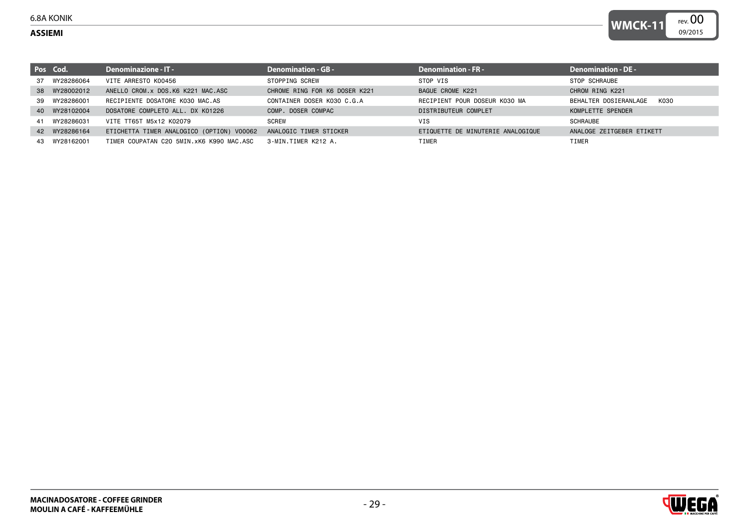| Pos | Cod. | Denominazione - IT - | Denomination - GB - | Denomination - FR - | Denomination - DE - |
|---|---|---|---|---|---|
| 37 | WY28286064 | VITE ARRESTO K00456 | STOPPING SCREW | STOP VIS | STOP SCHRAUBE |
| 38 | WY28002012 | ANELLO CROM.x DOS.K6 K221 MAC.ASC | CHROME RING FOR K6 DOSER K221 | BAGUE CROME K221 | CHROM RING K221 |
| 39 | WY28286001 | RECIPIENTE DOSATORE K030 MAC.AS | CONTAINER DOSER K030 C.G.A | RECIPIENT POUR DOSEUR K030 MA | BEHALTER DOSIERANLAGE K030 |
| 40 | WY28102004 | DOSATORE COMPLETO ALL. DX K01226 | COMP. DOSER COMPAC | DISTRIBUTEUR COMPLET | KOMPLETTE SPENDER |
| 41 | WY28286031 | VITE TT65T M5x12 K02079 | SCREW | VIS | SCHRAUBE |
| 42 | WY28286164 | ETICHETTA TIMER ANALOGICO (OPTION) V00062 | ANALOGIC TIMER STICKER | ETIQUETTE DE MINUTERIE ANALOGIQUE | ANALOGE ZEITGEBER ETIKETT |
| 43 | WY28162001 | TIMER COUPATAN C20 5MIN.xK6 K990 MAC.ASC | 3-MIN.TIMER K212 A. | TIMER | TIMER |